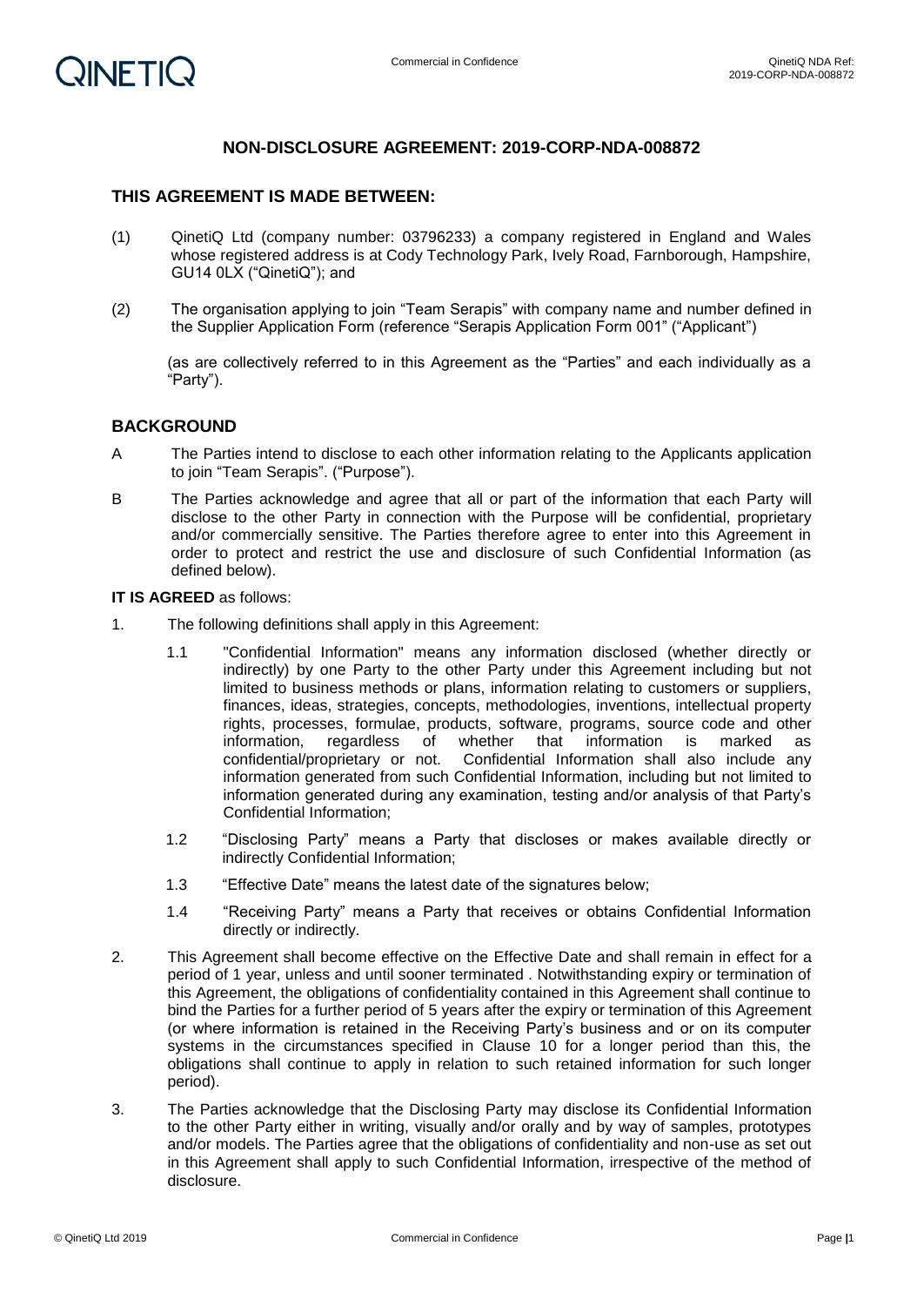## NON-DISCLOSURE AGREEMENT: 2019-CORP-NDA-008872

## THIS AGREEMENT IS MADE BETWEEN:

(1) QinetiQ Ltd (company number: 03796233) a company registered in England and Wales whose registered address is at Cody Technology Park, Ively Road, Farnborough, Hampshire, GU14 0LX ("QinetiQ"); and

(2) The organisation applying to join "Team Serapis" with company name and number defined in the Supplier Application Form (reference "Serapis Application Form 001" ("Applicant")

(as are collectively referred to in this Agreement as the "Parties" and each individually as a "Party").

## BACKGROUND

A The Parties intend to disclose to each other information relating to the Applicants application to join "Team Serapis". ("Purpose").

B The Parties acknowledge and agree that all or part of the information that each Party will disclose to the other Party in connection with the Purpose will be confidential, proprietary and/or commercially sensitive. The Parties therefore agree to enter into this Agreement in order to protect and restrict the use and disclosure of such Confidential Information (as defined below).

**IT IS AGREED** as follows:

1. The following definitions shall apply in this Agreement:

   1.1 "Confidential Information" means any information disclosed (whether directly or indirectly) by one Party to the other Party under this Agreement including but not limited to business methods or plans, information relating to customers or suppliers, finances, ideas, strategies, concepts, methodologies, inventions, intellectual property rights, processes, formulae, products, software, programs, source code and other information, regardless of whether that information is marked as confidential/proprietary or not. Confidential Information shall also include any information generated from such Confidential Information, including but not limited to information generated during any examination, testing and/or analysis of that Party's Confidential Information;

   1.2 "Disclosing Party" means a Party that discloses or makes available directly or indirectly Confidential Information;

   1.3 "Effective Date" means the latest date of the signatures below;

   1.4 "Receiving Party" means a Party that receives or obtains Confidential Information directly or indirectly.

2. This Agreement shall become effective on the Effective Date and shall remain in effect for a period of 1 year, unless and until sooner terminated . Notwithstanding expiry or termination of this Agreement, the obligations of confidentiality contained in this Agreement shall continue to bind the Parties for a further period of 5 years after the expiry or termination of this Agreement (or where information is retained in the Receiving Party's business and or on its computer systems in the circumstances specified in Clause 10 for a longer period than this, the obligations shall continue to apply in relation to such retained information for such longer period).

3. The Parties acknowledge that the Disclosing Party may disclose its Confidential Information to the other Party either in writing, visually and/or orally and by way of samples, prototypes and/or models. The Parties agree that the obligations of confidentiality and non-use as set out in this Agreement shall apply to such Confidential Information, irrespective of the method of disclosure.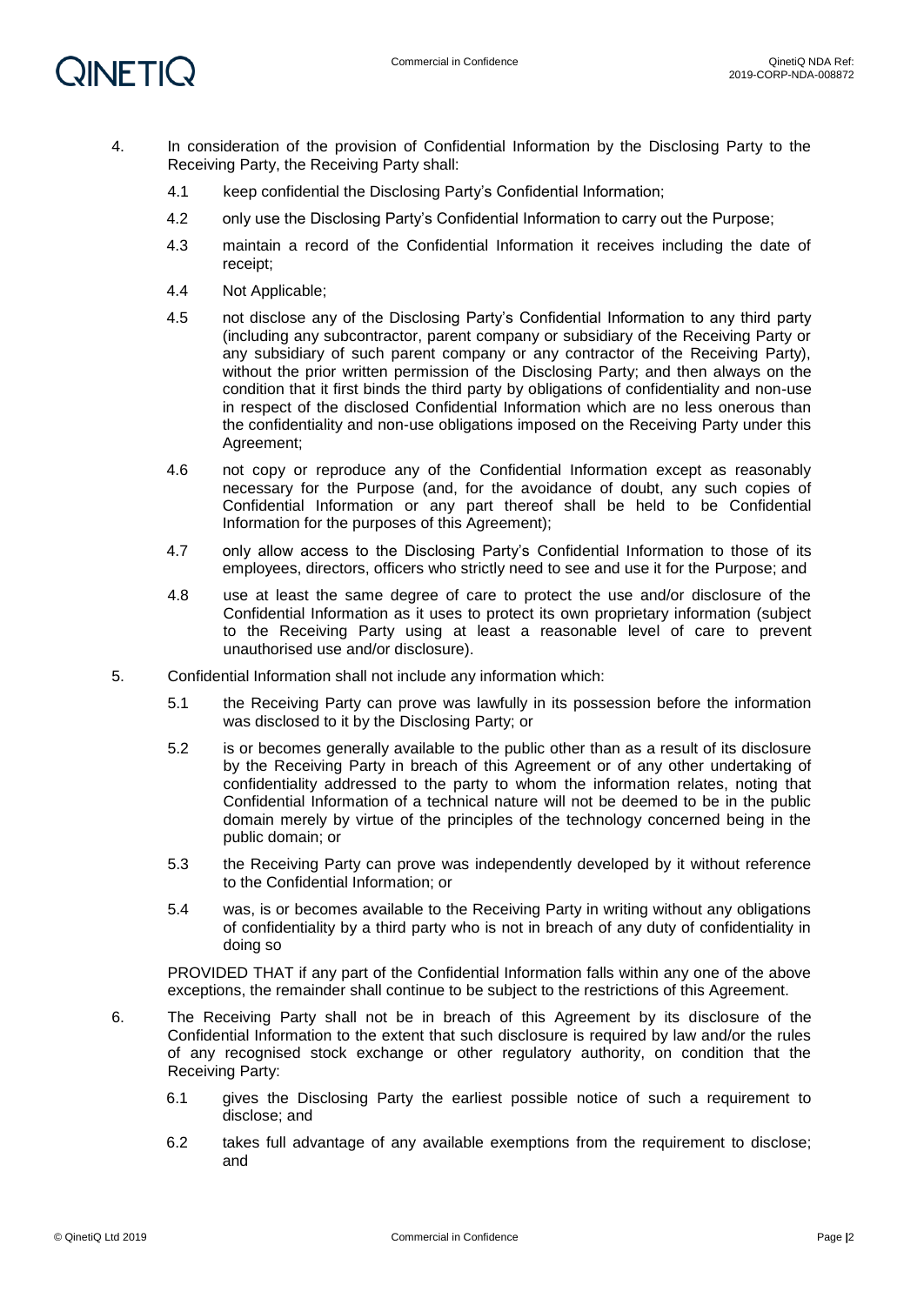4. In consideration of the provision of Confidential Information by the Disclosing Party to the Receiving Party, the Receiving Party shall:

   4.1 keep confidential the Disclosing Party's Confidential Information;

   4.2 only use the Disclosing Party's Confidential Information to carry out the Purpose;

   4.3 maintain a record of the Confidential Information it receives including the date of receipt;

   4.4 Not Applicable;

   4.5 not disclose any of the Disclosing Party's Confidential Information to any third party (including any subcontractor, parent company or subsidiary of the Receiving Party or any subsidiary of such parent company or any contractor of the Receiving Party), without the prior written permission of the Disclosing Party; and then always on the condition that it first binds the third party by obligations of confidentiality and non-use in respect of the disclosed Confidential Information which are no less onerous than the confidentiality and non-use obligations imposed on the Receiving Party under this Agreement;

   4.6 not copy or reproduce any of the Confidential Information except as reasonably necessary for the Purpose (and, for the avoidance of doubt, any such copies of Confidential Information or any part thereof shall be held to be Confidential Information for the purposes of this Agreement);

   4.7 only allow access to the Disclosing Party's Confidential Information to those of its employees, directors, officers who strictly need to see and use it for the Purpose; and

   4.8 use at least the same degree of care to protect the use and/or disclosure of the Confidential Information as it uses to protect its own proprietary information (subject to the Receiving Party using at least a reasonable level of care to prevent unauthorised use and/or disclosure).

5. Confidential Information shall not include any information which:

   5.1 the Receiving Party can prove was lawfully in its possession before the information was disclosed to it by the Disclosing Party; or

   5.2 is or becomes generally available to the public other than as a result of its disclosure by the Receiving Party in breach of this Agreement or of any other undertaking of confidentiality addressed to the party to whom the information relates, noting that Confidential Information of a technical nature will not be deemed to be in the public domain merely by virtue of the principles of the technology concerned being in the public domain; or

   5.3 the Receiving Party can prove was independently developed by it without reference to the Confidential Information; or

   5.4 was, is or becomes available to the Receiving Party in writing without any obligations of confidentiality by a third party who is not in breach of any duty of confidentiality in doing so

   PROVIDED THAT if any part of the Confidential Information falls within any one of the above exceptions, the remainder shall continue to be subject to the restrictions of this Agreement.

6. The Receiving Party shall not be in breach of this Agreement by its disclosure of the Confidential Information to the extent that such disclosure is required by law and/or the rules of any recognised stock exchange or other regulatory authority, on condition that the Receiving Party:

   6.1 gives the Disclosing Party the earliest possible notice of such a requirement to disclose; and

   6.2 takes full advantage of any available exemptions from the requirement to disclose; and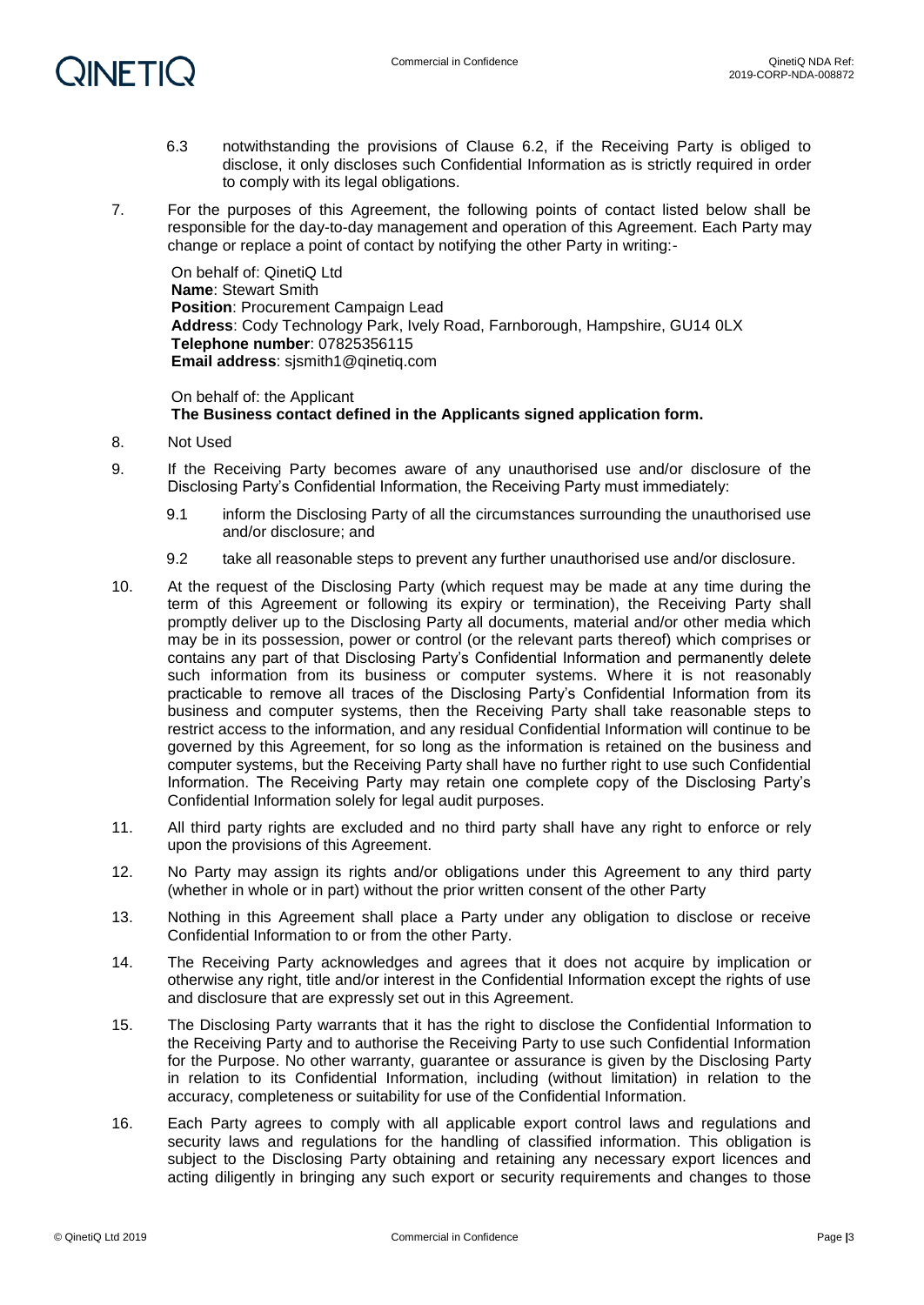6.3 notwithstanding the provisions of Clause 6.2, if the Receiving Party is obliged to disclose, it only discloses such Confidential Information as is strictly required in order to comply with its legal obligations.

7. For the purposes of this Agreement, the following points of contact listed below shall be responsible for the day-to-day management and operation of this Agreement. Each Party may change or replace a point of contact by notifying the other Party in writing:-

On behalf of: QinetiQ Ltd
**Name**: Stewart Smith
**Position**: Procurement Campaign Lead
**Address**: Cody Technology Park, Ively Road, Farnborough, Hampshire, GU14 0LX
**Telephone number**: 07825356115
**Email address**: sjsmith1@qinetiq.com

On behalf of: the Applicant
**The Business contact defined in the Applicants signed application form.**

8. Not Used

9. If the Receiving Party becomes aware of any unauthorised use and/or disclosure of the Disclosing Party's Confidential Information, the Receiving Party must immediately:

   9.1 inform the Disclosing Party of all the circumstances surrounding the unauthorised use and/or disclosure; and

   9.2 take all reasonable steps to prevent any further unauthorised use and/or disclosure.

10. At the request of the Disclosing Party (which request may be made at any time during the term of this Agreement or following its expiry or termination), the Receiving Party shall promptly deliver up to the Disclosing Party all documents, material and/or other media which may be in its possession, power or control (or the relevant parts thereof) which comprises or contains any part of that Disclosing Party's Confidential Information and permanently delete such information from its business or computer systems. Where it is not reasonably practicable to remove all traces of the Disclosing Party's Confidential Information from its business and computer systems, then the Receiving Party shall take reasonable steps to restrict access to the information, and any residual Confidential Information will continue to be governed by this Agreement, for so long as the information is retained on the business and computer systems, but the Receiving Party shall have no further right to use such Confidential Information. The Receiving Party may retain one complete copy of the Disclosing Party's Confidential Information solely for legal audit purposes.

11. All third party rights are excluded and no third party shall have any right to enforce or rely upon the provisions of this Agreement.

12. No Party may assign its rights and/or obligations under this Agreement to any third party (whether in whole or in part) without the prior written consent of the other Party

13. Nothing in this Agreement shall place a Party under any obligation to disclose or receive Confidential Information to or from the other Party.

14. The Receiving Party acknowledges and agrees that it does not acquire by implication or otherwise any right, title and/or interest in the Confidential Information except the rights of use and disclosure that are expressly set out in this Agreement.

15. The Disclosing Party warrants that it has the right to disclose the Confidential Information to the Receiving Party and to authorise the Receiving Party to use such Confidential Information for the Purpose. No other warranty, guarantee or assurance is given by the Disclosing Party in relation to its Confidential Information, including (without limitation) in relation to the accuracy, completeness or suitability for use of the Confidential Information.

16. Each Party agrees to comply with all applicable export control laws and regulations and security laws and regulations for the handling of classified information. This obligation is subject to the Disclosing Party obtaining and retaining any necessary export licences and acting diligently in bringing any such export or security requirements and changes to those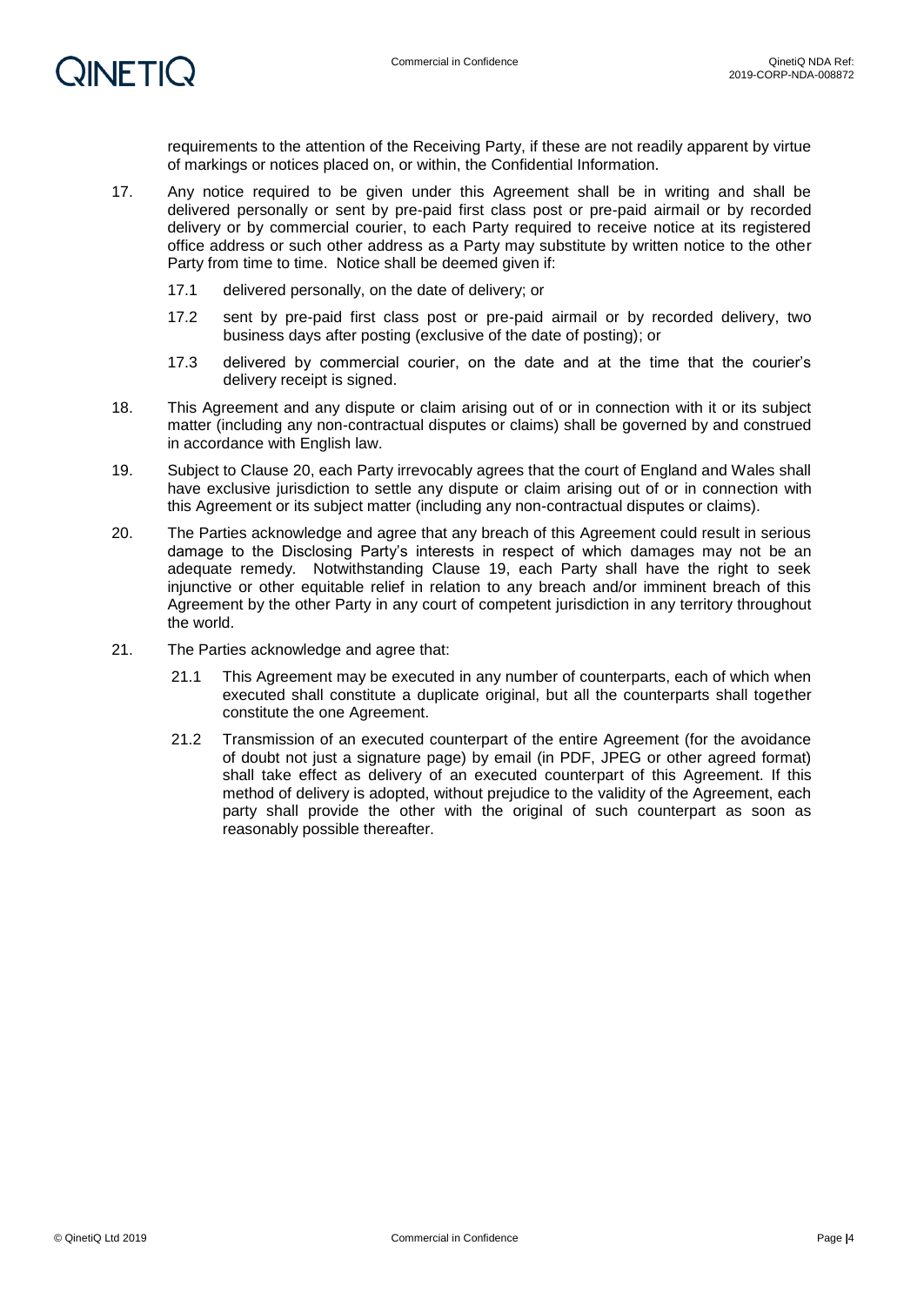requirements to the attention of the Receiving Party, if these are not readily apparent by virtue of markings or notices placed on, or within, the Confidential Information.

17. Any notice required to be given under this Agreement shall be in writing and shall be delivered personally or sent by pre-paid first class post or pre-paid airmail or by recorded delivery or by commercial courier, to each Party required to receive notice at its registered office address or such other address as a Party may substitute by written notice to the other Party from time to time. Notice shall be deemed given if:

    17.1 delivered personally, on the date of delivery; or

    17.2 sent by pre-paid first class post or pre-paid airmail or by recorded delivery, two business days after posting (exclusive of the date of posting); or

    17.3 delivered by commercial courier, on the date and at the time that the courier's delivery receipt is signed.

18. This Agreement and any dispute or claim arising out of or in connection with it or its subject matter (including any non-contractual disputes or claims) shall be governed by and construed in accordance with English law.

19. Subject to Clause 20, each Party irrevocably agrees that the court of England and Wales shall have exclusive jurisdiction to settle any dispute or claim arising out of or in connection with this Agreement or its subject matter (including any non-contractual disputes or claims).

20. The Parties acknowledge and agree that any breach of this Agreement could result in serious damage to the Disclosing Party's interests in respect of which damages may not be an adequate remedy. Notwithstanding Clause 19, each Party shall have the right to seek injunctive or other equitable relief in relation to any breach and/or imminent breach of this Agreement by the other Party in any court of competent jurisdiction in any territory throughout the world.

21. The Parties acknowledge and agree that:

    21.1 This Agreement may be executed in any number of counterparts, each of which when executed shall constitute a duplicate original, but all the counterparts shall together constitute the one Agreement.

    21.2 Transmission of an executed counterpart of the entire Agreement (for the avoidance of doubt not just a signature page) by email (in PDF, JPEG or other agreed format) shall take effect as delivery of an executed counterpart of this Agreement. If this method of delivery is adopted, without prejudice to the validity of the Agreement, each party shall provide the other with the original of such counterpart as soon as reasonably possible thereafter.